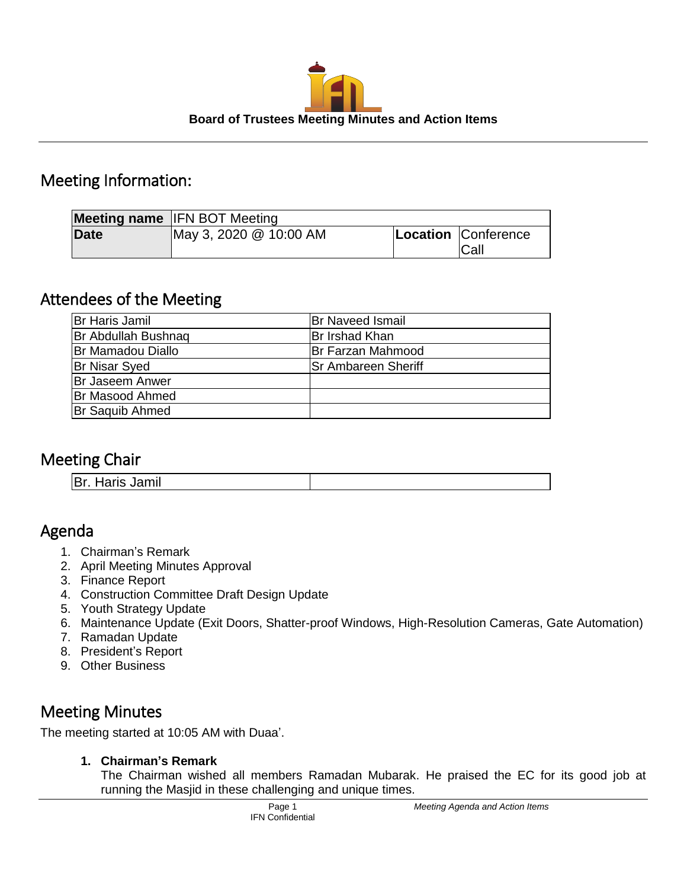**Board of Trustees Meeting Minutes and Action Items**

## Meeting Information:

| **Meeting name** | IFN BOT Meeting | | |
|---|---|---|---|
| **Date** | May 3, 2020 @ 10:00 AM | **Location** | Conference Call |

## Attendees of the Meeting

| | |
|---|---|
| Br Haris Jamil | Br Naveed Ismail |
| Br Abdullah Bushnaq | Br Irshad Khan |
| Br Mamadou Diallo | Br Farzan Mahmood |
| Br Nisar Syed | Sr Ambareen Sheriff |
| Br Jaseem Anwer | |
| Br Masood Ahmed | |
| Br Saquib Ahmed | |

## Meeting Chair

| | |
|---|---|
| Br. Haris Jamil | |

## Agenda

1. Chairman's Remark
2. April Meeting Minutes Approval
3. Finance Report
4. Construction Committee Draft Design Update
5. Youth Strategy Update
6. Maintenance Update (Exit Doors, Shatter-proof Windows, High-Resolution Cameras, Gate Automation)
7. Ramadan Update
8. President's Report
9. Other Business

## Meeting Minutes

The meeting started at 10:05 AM with Duaa'.

1. **Chairman's Remark**

   The Chairman wished all members Ramadan Mubarak. He praised the EC for its good job at running the Masjid in these challenging and unique times.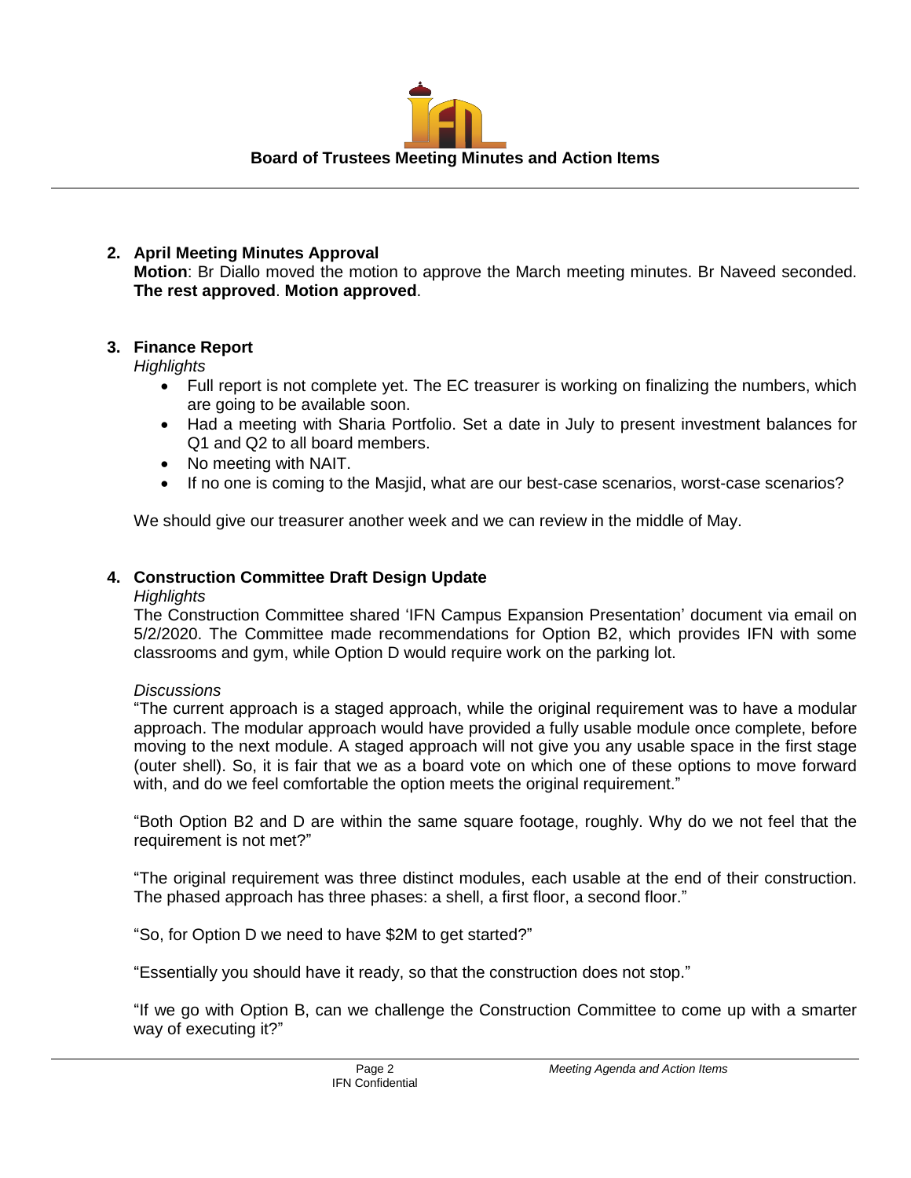**2. April Meeting Minutes Approval**

**Motion**: Br Diallo moved the motion to approve the March meeting minutes. Br Naveed seconded. **The rest approved**. **Motion approved**.

**3. Finance Report**

*Highlights*

- Full report is not complete yet. The EC treasurer is working on finalizing the numbers, which are going to be available soon.
- Had a meeting with Sharia Portfolio. Set a date in July to present investment balances for Q1 and Q2 to all board members.
- No meeting with NAIT.
- If no one is coming to the Masjid, what are our best-case scenarios, worst-case scenarios?

We should give our treasurer another week and we can review in the middle of May.

**4. Construction Committee Draft Design Update**

*Highlights*

The Construction Committee shared 'IFN Campus Expansion Presentation' document via email on 5/2/2020. The Committee made recommendations for Option B2, which provides IFN with some classrooms and gym, while Option D would require work on the parking lot.

*Discussions*

"The current approach is a staged approach, while the original requirement was to have a modular approach. The modular approach would have provided a fully usable module once complete, before moving to the next module. A staged approach will not give you any usable space in the first stage (outer shell). So, it is fair that we as a board vote on which one of these options to move forward with, and do we feel comfortable the option meets the original requirement."

"Both Option B2 and D are within the same square footage, roughly. Why do we not feel that the requirement is not met?"

"The original requirement was three distinct modules, each usable at the end of their construction. The phased approach has three phases: a shell, a first floor, a second floor."

"So, for Option D we need to have $2M to get started?"

"Essentially you should have it ready, so that the construction does not stop."

"If we go with Option B, can we challenge the Construction Committee to come up with a smarter way of executing it?"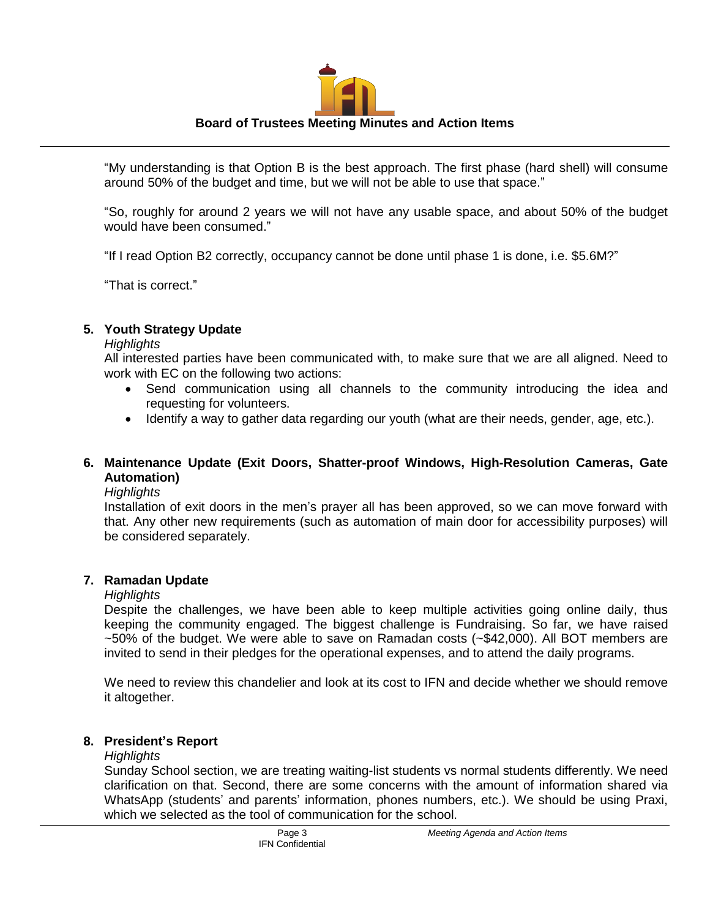"My understanding is that Option B is the best approach. The first phase (hard shell) will consume around 50% of the budget and time, but we will not be able to use that space."

"So, roughly for around 2 years we will not have any usable space, and about 50% of the budget would have been consumed."

"If I read Option B2 correctly, occupancy cannot be done until phase 1 is done, i.e. $5.6M?"

"That is correct."

### 5. Youth Strategy Update

*Highlights*

All interested parties have been communicated with, to make sure that we are all aligned. Need to work with EC on the following two actions:

- Send communication using all channels to the community introducing the idea and requesting for volunteers.
- Identify a way to gather data regarding our youth (what are their needs, gender, age, etc.).

### 6. Maintenance Update (Exit Doors, Shatter-proof Windows, High-Resolution Cameras, Gate Automation)

*Highlights*

Installation of exit doors in the men's prayer all has been approved, so we can move forward with that. Any other new requirements (such as automation of main door for accessibility purposes) will be considered separately.

### 7. Ramadan Update

*Highlights*

Despite the challenges, we have been able to keep multiple activities going online daily, thus keeping the community engaged. The biggest challenge is Fundraising. So far, we have raised ~50% of the budget. We were able to save on Ramadan costs (~$42,000). All BOT members are invited to send in their pledges for the operational expenses, and to attend the daily programs.

We need to review this chandelier and look at its cost to IFN and decide whether we should remove it altogether.

### 8. President's Report

*Highlights*

Sunday School section, we are treating waiting-list students vs normal students differently. We need clarification on that. Second, there are some concerns with the amount of information shared via WhatsApp (students' and parents' information, phones numbers, etc.). We should be using Praxi, which we selected as the tool of communication for the school.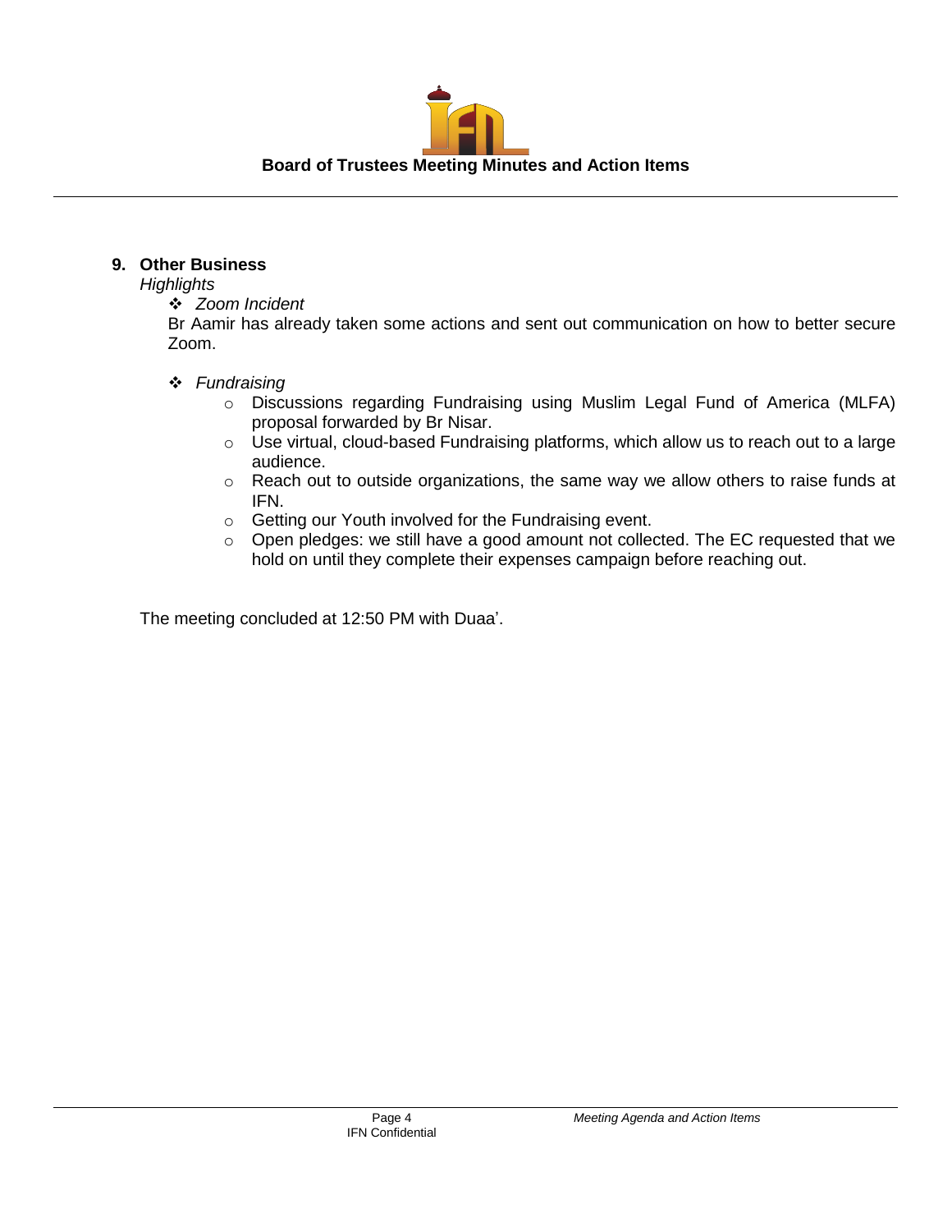## 9. Other Business

*Highlights*

- *Zoom Incident*

  Br Aamir has already taken some actions and sent out communication on how to better secure Zoom.

- *Fundraising*
  - Discussions regarding Fundraising using Muslim Legal Fund of America (MLFA) proposal forwarded by Br Nisar.
  - Use virtual, cloud-based Fundraising platforms, which allow us to reach out to a large audience.
  - Reach out to outside organizations, the same way we allow others to raise funds at IFN.
  - Getting our Youth involved for the Fundraising event.
  - Open pledges: we still have a good amount not collected. The EC requested that we hold on until they complete their expenses campaign before reaching out.

The meeting concluded at 12:50 PM with Duaa'.